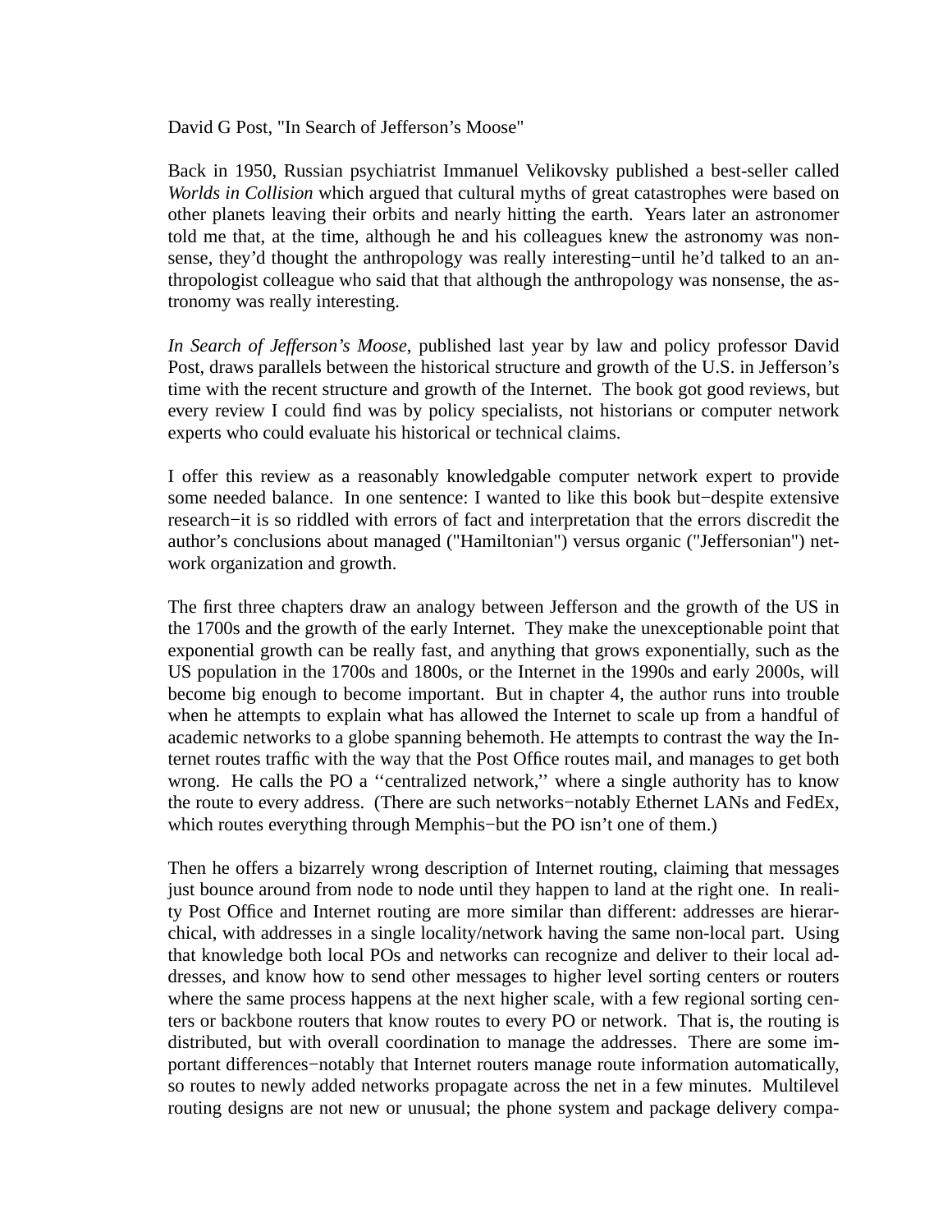David G Post, "In Search of Jefferson's Moose"

Back in 1950, Russian psychiatrist Immanuel Velikovsky published a best-seller called *Worlds in Collision* which argued that cultural myths of great catastrophes were based on other planets leaving their orbits and nearly hitting the earth. Years later an astronomer told me that, at the time, although he and his colleagues knew the astronomy was nonsense, they'd thought the anthropology was really interesting—until he'd talked to an anthropologist colleague who said that that although the anthropology was nonsense, the astronomy was really interesting.

*In Search of Jefferson's Moose*, published last year by law and policy professor David Post, draws parallels between the historical structure and growth of the U.S. in Jefferson's time with the recent structure and growth of the Internet. The book got good reviews, but every review I could find was by policy specialists, not historians or computer network experts who could evaluate his historical or technical claims.

I offer this review as a reasonably knowledgable computer network expert to provide some needed balance. In one sentence: I wanted to like this book but—despite extensive research—it is so riddled with errors of fact and interpretation that the errors discredit the author's conclusions about managed ("Hamiltonian") versus organic ("Jeffersonian") network organization and growth.

The first three chapters draw an analogy between Jefferson and the growth of the US in the 1700s and the growth of the early Internet. They make the unexceptionable point that exponential growth can be really fast, and anything that grows exponentially, such as the US population in the 1700s and 1800s, or the Internet in the 1990s and early 2000s, will become big enough to become important. But in chapter 4, the author runs into trouble when he attempts to explain what has allowed the Internet to scale up from a handful of academic networks to a globe spanning behemoth. He attempts to contrast the way the Internet routes traffic with the way that the Post Office routes mail, and manages to get both wrong. He calls the PO a ''centralized network,'' where a single authority has to know the route to every address. (There are such networks—notably Ethernet LANs and FedEx, which routes everything through Memphis—but the PO isn't one of them.)

Then he offers a bizarrely wrong description of Internet routing, claiming that messages just bounce around from node to node until they happen to land at the right one. In reality Post Office and Internet routing are more similar than different: addresses are hierarchical, with addresses in a single locality/network having the same non-local part. Using that knowledge both local POs and networks can recognize and deliver to their local addresses, and know how to send other messages to higher level sorting centers or routers where the same process happens at the next higher scale, with a few regional sorting centers or backbone routers that know routes to every PO or network. That is, the routing is distributed, but with overall coordination to manage the addresses. There are some important differences—notably that Internet routers manage route information automatically, so routes to newly added networks propagate across the net in a few minutes. Multilevel routing designs are not new or unusual; the phone system and package delivery compa-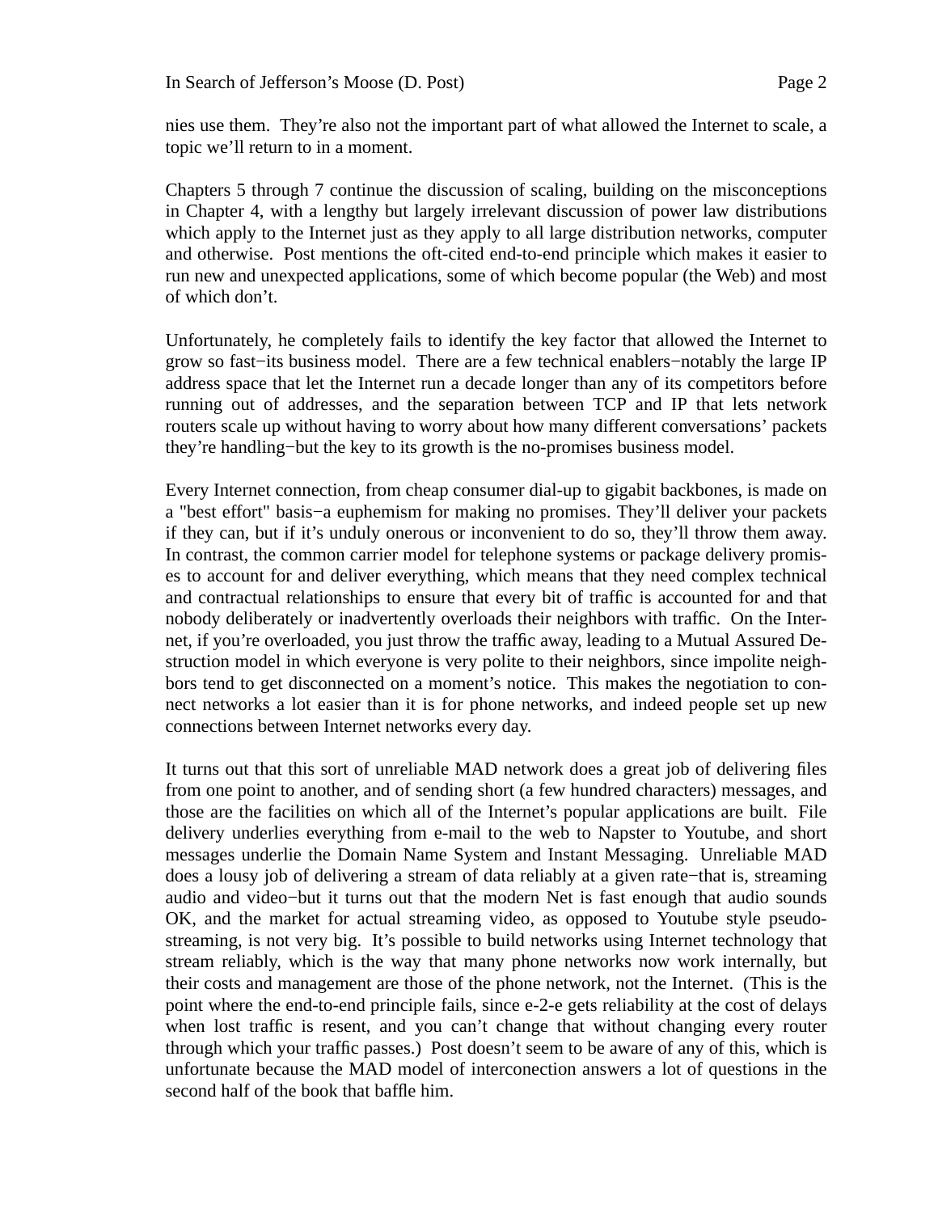nies use them. They're also not the important part of what allowed the Internet to scale, a topic we'll return to in a moment.

Chapters 5 through 7 continue the discussion of scaling, building on the misconceptions in Chapter 4, with a lengthy but largely irrelevant discussion of power law distributions which apply to the Internet just as they apply to all large distribution networks, computer and otherwise. Post mentions the oft-cited end-to-end principle which makes it easier to run new and unexpected applications, some of which become popular (the Web) and most of which don't.

Unfortunately, he completely fails to identify the key factor that allowed the Internet to grow so fast−its business model. There are a few technical enablers−notably the large IP address space that let the Internet run a decade longer than any of its competitors before running out of addresses, and the separation between TCP and IP that lets network routers scale up without having to worry about how many different conversations' packets they're handling−but the key to its growth is the no-promises business model.

Every Internet connection, from cheap consumer dial-up to gigabit backbones, is made on a "best effort" basis−a euphemism for making no promises. They'll deliver your packets if they can, but if it's unduly onerous or inconvenient to do so, they'll throw them away. In contrast, the common carrier model for telephone systems or package delivery promises to account for and deliver everything, which means that they need complex technical and contractual relationships to ensure that every bit of traffic is accounted for and that nobody deliberately or inadvertently overloads their neighbors with traffic. On the Internet, if you're overloaded, you just throw the traffic away, leading to a Mutual Assured Destruction model in which everyone is very polite to their neighbors, since impolite neighbors tend to get disconnected on a moment's notice. This makes the negotiation to connect networks a lot easier than it is for phone networks, and indeed people set up new connections between Internet networks every day.

It turns out that this sort of unreliable MAD network does a great job of delivering files from one point to another, and of sending short (a few hundred characters) messages, and those are the facilities on which all of the Internet's popular applications are built. File delivery underlies everything from e-mail to the web to Napster to Youtube, and short messages underlie the Domain Name System and Instant Messaging. Unreliable MAD does a lousy job of delivering a stream of data reliably at a given rate−that is, streaming audio and video−but it turns out that the modern Net is fast enough that audio sounds OK, and the market for actual streaming video, as opposed to Youtube style pseudo-streaming, is not very big. It's possible to build networks using Internet technology that stream reliably, which is the way that many phone networks now work internally, but their costs and management are those of the phone network, not the Internet. (This is the point where the end-to-end principle fails, since e-2-e gets reliability at the cost of delays when lost traffic is resent, and you can't change that without changing every router through which your traffic passes.) Post doesn't seem to be aware of any of this, which is unfortunate because the MAD model of interconection answers a lot of questions in the second half of the book that baffle him.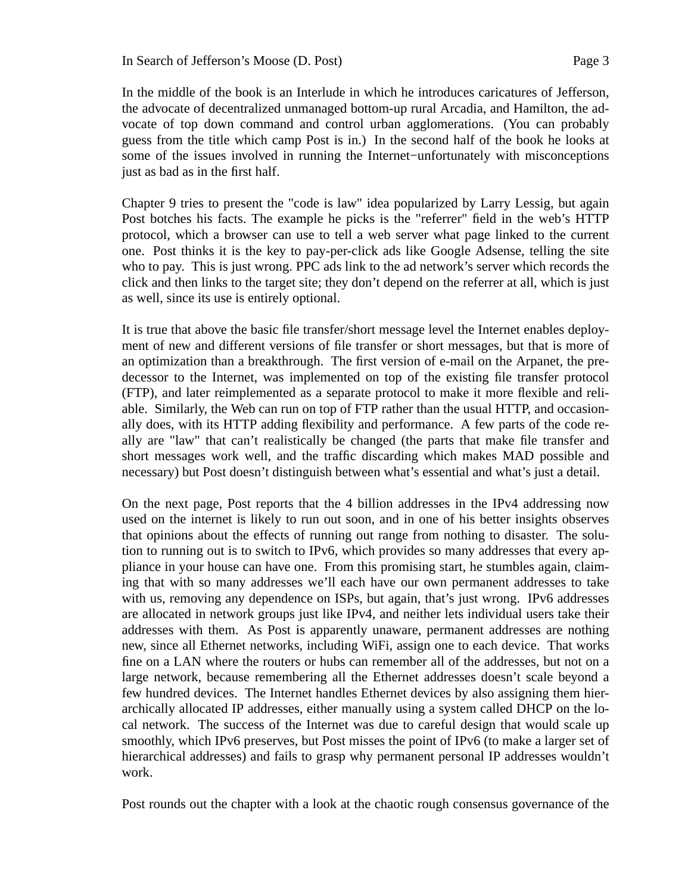In the middle of the book is an Interlude in which he introduces caricatures of Jefferson, the advocate of decentralized unmanaged bottom-up rural Arcadia, and Hamilton, the advocate of top down command and control urban agglomerations. (You can probably guess from the title which camp Post is in.) In the second half of the book he looks at some of the issues involved in running the Internet−unfortunately with misconceptions just as bad as in the first half.

Chapter 9 tries to present the "code is law" idea popularized by Larry Lessig, but again Post botches his facts. The example he picks is the "referrer" field in the web's HTTP protocol, which a browser can use to tell a web server what page linked to the current one. Post thinks it is the key to pay-per-click ads like Google Adsense, telling the site who to pay. This is just wrong. PPC ads link to the ad network's server which records the click and then links to the target site; they don't depend on the referrer at all, which is just as well, since its use is entirely optional.

It is true that above the basic file transfer/short message level the Internet enables deployment of new and different versions of file transfer or short messages, but that is more of an optimization than a breakthrough. The first version of e-mail on the Arpanet, the predecessor to the Internet, was implemented on top of the existing file transfer protocol (FTP), and later reimplemented as a separate protocol to make it more flexible and reliable. Similarly, the Web can run on top of FTP rather than the usual HTTP, and occasionally does, with its HTTP adding flexibility and performance. A few parts of the code really are "law" that can't realistically be changed (the parts that make file transfer and short messages work well, and the traffic discarding which makes MAD possible and necessary) but Post doesn't distinguish between what's essential and what's just a detail.

On the next page, Post reports that the 4 billion addresses in the IPv4 addressing now used on the internet is likely to run out soon, and in one of his better insights observes that opinions about the effects of running out range from nothing to disaster. The solution to running out is to switch to IPv6, which provides so many addresses that every appliance in your house can have one. From this promising start, he stumbles again, claiming that with so many addresses we'll each have our own permanent addresses to take with us, removing any dependence on ISPs, but again, that's just wrong. IPv6 addresses are allocated in network groups just like IPv4, and neither lets individual users take their addresses with them. As Post is apparently unaware, permanent addresses are nothing new, since all Ethernet networks, including WiFi, assign one to each device. That works fine on a LAN where the routers or hubs can remember all of the addresses, but not on a large network, because remembering all the Ethernet addresses doesn't scale beyond a few hundred devices. The Internet handles Ethernet devices by also assigning them hierarchically allocated IP addresses, either manually using a system called DHCP on the local network. The success of the Internet was due to careful design that would scale up smoothly, which IPv6 preserves, but Post misses the point of IPv6 (to make a larger set of hierarchical addresses) and fails to grasp why permanent personal IP addresses wouldn't work.

Post rounds out the chapter with a look at the chaotic rough consensus governance of the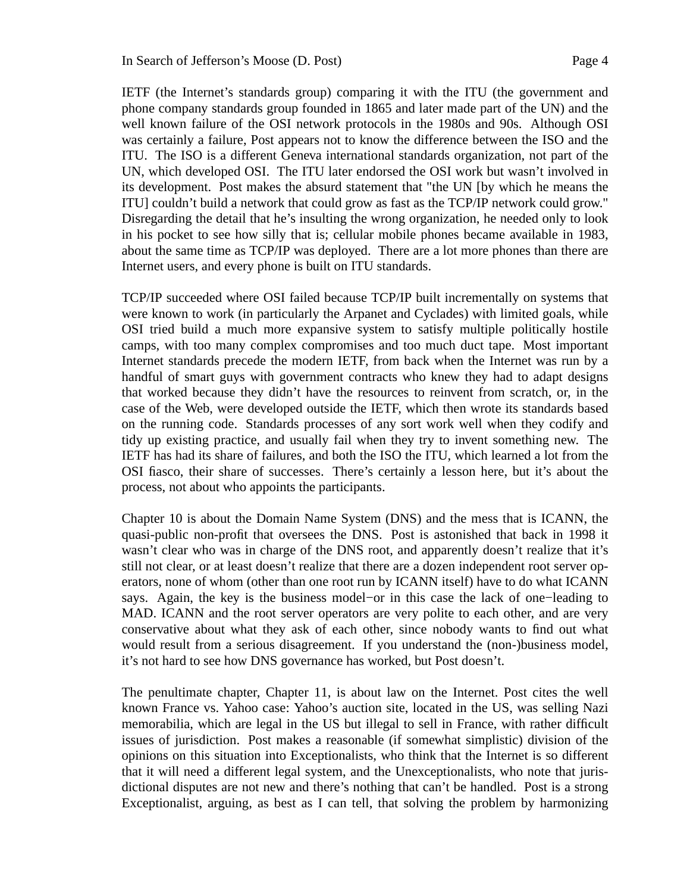IETF (the Internet's standards group) comparing it with the ITU (the government and phone company standards group founded in 1865 and later made part of the UN) and the well known failure of the OSI network protocols in the 1980s and 90s. Although OSI was certainly a failure, Post appears not to know the difference between the ISO and the ITU. The ISO is a different Geneva international standards organization, not part of the UN, which developed OSI. The ITU later endorsed the OSI work but wasn't involved in its development. Post makes the absurd statement that "the UN [by which he means the ITU] couldn't build a network that could grow as fast as the TCP/IP network could grow." Disregarding the detail that he's insulting the wrong organization, he needed only to look in his pocket to see how silly that is; cellular mobile phones became available in 1983, about the same time as TCP/IP was deployed. There are a lot more phones than there are Internet users, and every phone is built on ITU standards.

TCP/IP succeeded where OSI failed because TCP/IP built incrementally on systems that were known to work (in particularly the Arpanet and Cyclades) with limited goals, while OSI tried build a much more expansive system to satisfy multiple politically hostile camps, with too many complex compromises and too much duct tape. Most important Internet standards precede the modern IETF, from back when the Internet was run by a handful of smart guys with government contracts who knew they had to adapt designs that worked because they didn't have the resources to reinvent from scratch, or, in the case of the Web, were developed outside the IETF, which then wrote its standards based on the running code. Standards processes of any sort work well when they codify and tidy up existing practice, and usually fail when they try to invent something new. The IETF has had its share of failures, and both the ISO the ITU, which learned a lot from the OSI fiasco, their share of successes. There's certainly a lesson here, but it's about the process, not about who appoints the participants.

Chapter 10 is about the Domain Name System (DNS) and the mess that is ICANN, the quasi-public non-profit that oversees the DNS. Post is astonished that back in 1998 it wasn't clear who was in charge of the DNS root, and apparently doesn't realize that it's still not clear, or at least doesn't realize that there are a dozen independent root server operators, none of whom (other than one root run by ICANN itself) have to do what ICANN says. Again, the key is the business model−or in this case the lack of one−leading to MAD. ICANN and the root server operators are very polite to each other, and are very conservative about what they ask of each other, since nobody wants to find out what would result from a serious disagreement. If you understand the (non-)business model, it's not hard to see how DNS governance has worked, but Post doesn't.

The penultimate chapter, Chapter 11, is about law on the Internet. Post cites the well known France vs. Yahoo case: Yahoo's auction site, located in the US, was selling Nazi memorabilia, which are legal in the US but illegal to sell in France, with rather difficult issues of jurisdiction. Post makes a reasonable (if somewhat simplistic) division of the opinions on this situation into Exceptionalists, who think that the Internet is so different that it will need a different legal system, and the Unexceptionalists, who note that jurisdictional disputes are not new and there's nothing that can't be handled. Post is a strong Exceptionalist, arguing, as best as I can tell, that solving the problem by harmonizing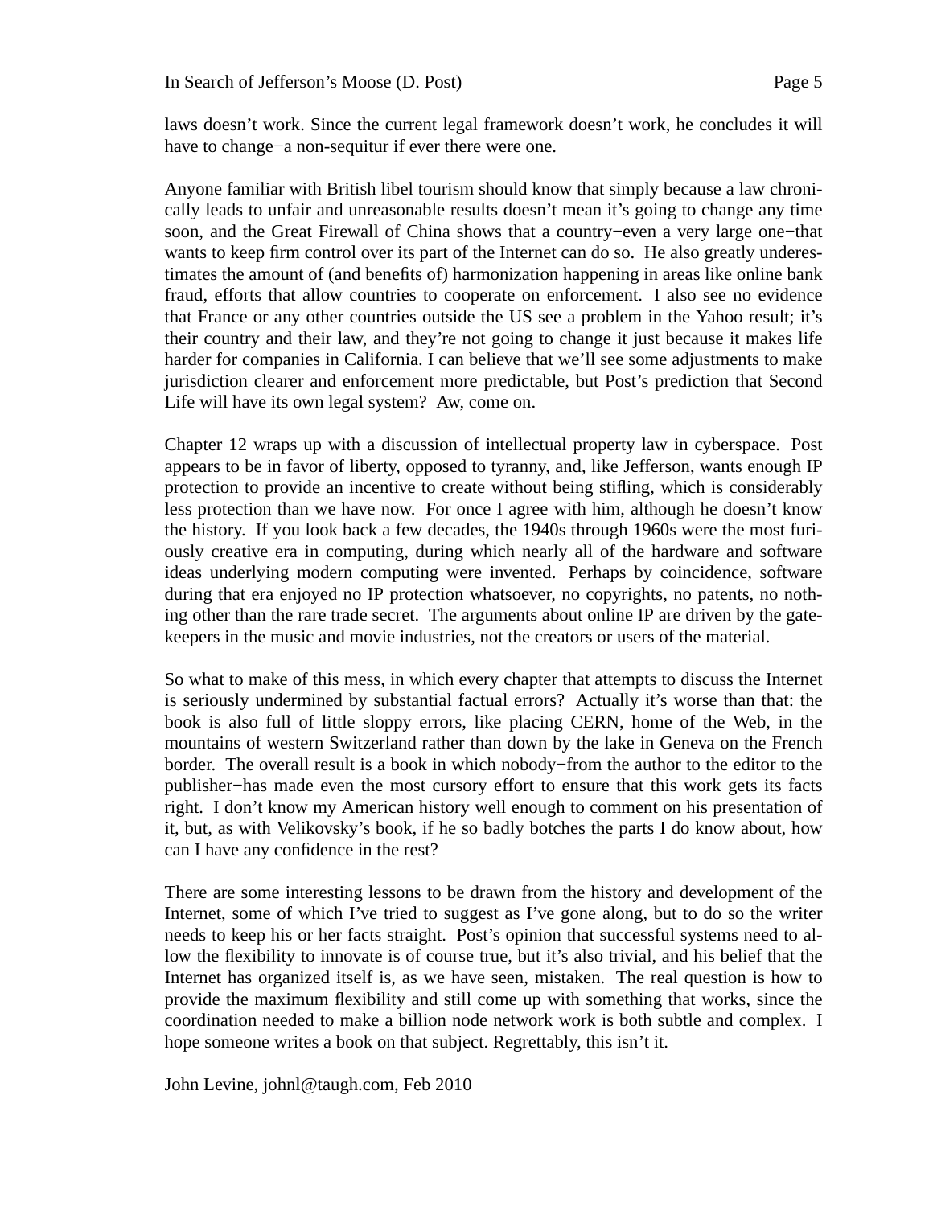laws doesn't work. Since the current legal framework doesn't work, he concludes it will have to change−a non-sequitur if ever there were one.

Anyone familiar with British libel tourism should know that simply because a law chronically leads to unfair and unreasonable results doesn't mean it's going to change any time soon, and the Great Firewall of China shows that a country−even a very large one−that wants to keep firm control over its part of the Internet can do so. He also greatly underestimates the amount of (and benefits of) harmonization happening in areas like online bank fraud, efforts that allow countries to cooperate on enforcement. I also see no evidence that France or any other countries outside the US see a problem in the Yahoo result; it's their country and their law, and they're not going to change it just because it makes life harder for companies in California. I can believe that we'll see some adjustments to make jurisdiction clearer and enforcement more predictable, but Post's prediction that Second Life will have its own legal system? Aw, come on.

Chapter 12 wraps up with a discussion of intellectual property law in cyberspace. Post appears to be in favor of liberty, opposed to tyranny, and, like Jefferson, wants enough IP protection to provide an incentive to create without being stifling, which is considerably less protection than we have now. For once I agree with him, although he doesn't know the history. If you look back a few decades, the 1940s through 1960s were the most furiously creative era in computing, during which nearly all of the hardware and software ideas underlying modern computing were invented. Perhaps by coincidence, software during that era enjoyed no IP protection whatsoever, no copyrights, no patents, no nothing other than the rare trade secret. The arguments about online IP are driven by the gatekeepers in the music and movie industries, not the creators or users of the material.

So what to make of this mess, in which every chapter that attempts to discuss the Internet is seriously undermined by substantial factual errors? Actually it's worse than that: the book is also full of little sloppy errors, like placing CERN, home of the Web, in the mountains of western Switzerland rather than down by the lake in Geneva on the French border. The overall result is a book in which nobody−from the author to the editor to the publisher−has made even the most cursory effort to ensure that this work gets its facts right. I don't know my American history well enough to comment on his presentation of it, but, as with Velikovsky's book, if he so badly botches the parts I do know about, how can I have any confidence in the rest?

There are some interesting lessons to be drawn from the history and development of the Internet, some of which I've tried to suggest as I've gone along, but to do so the writer needs to keep his or her facts straight. Post's opinion that successful systems need to allow the flexibility to innovate is of course true, but it's also trivial, and his belief that the Internet has organized itself is, as we have seen, mistaken. The real question is how to provide the maximum flexibility and still come up with something that works, since the coordination needed to make a billion node network work is both subtle and complex. I hope someone writes a book on that subject. Regrettably, this isn't it.

John Levine, johnl@taugh.com, Feb 2010